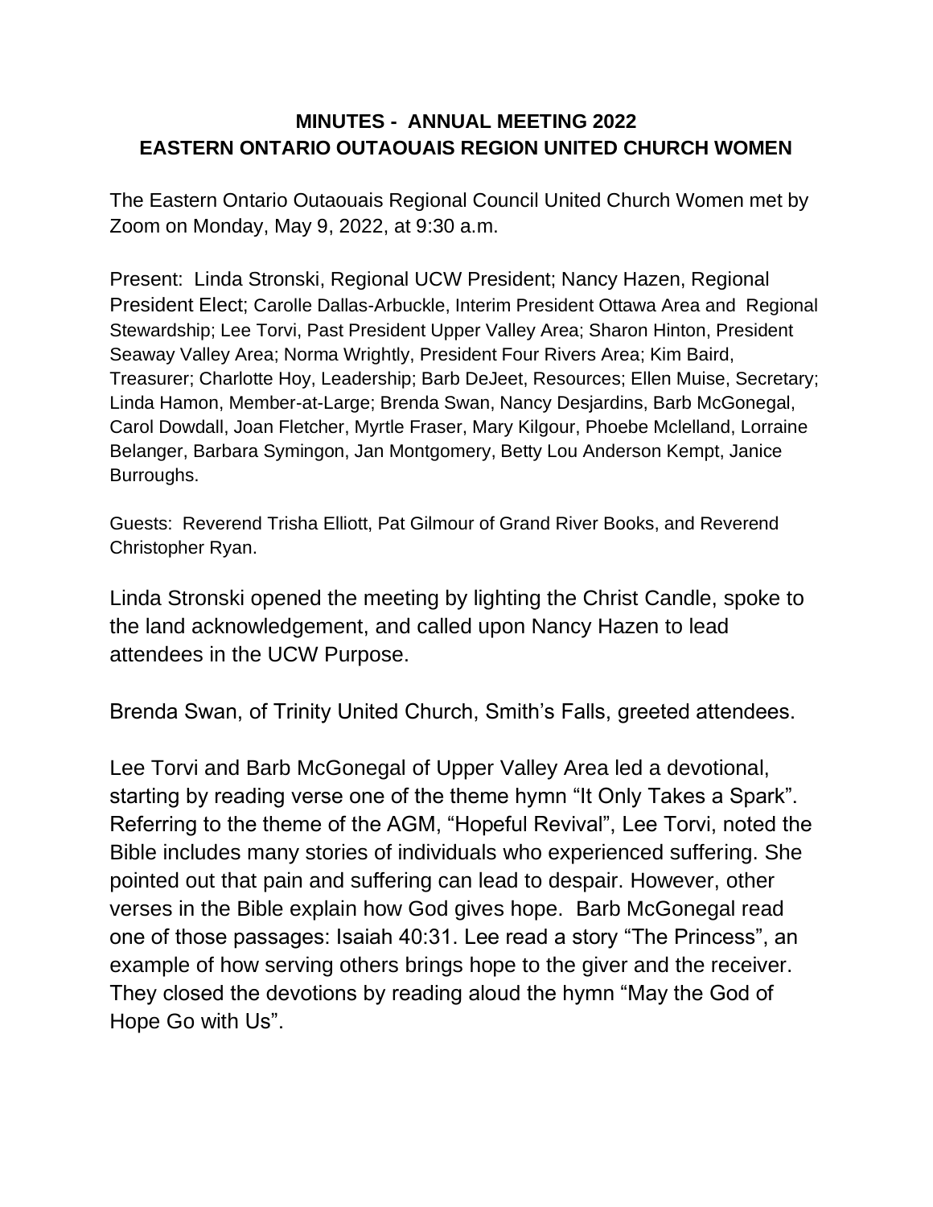# MINUTES - ANNUAL MEETING 2022
# EASTERN ONTARIO OUTAOUAIS REGION UNITED CHURCH WOMEN

The Eastern Ontario Outaouais Regional Council United Church Women met by Zoom on Monday, May 9, 2022, at 9:30 a.m.

Present: Linda Stronski, Regional UCW President; Nancy Hazen, Regional President Elect; Carolle Dallas-Arbuckle, Interim President Ottawa Area and Regional Stewardship; Lee Torvi, Past President Upper Valley Area; Sharon Hinton, President Seaway Valley Area; Norma Wrightly, President Four Rivers Area; Kim Baird, Treasurer; Charlotte Hoy, Leadership; Barb DeJeet, Resources; Ellen Muise, Secretary; Linda Hamon, Member-at-Large; Brenda Swan, Nancy Desjardins, Barb McGonegal, Carol Dowdall, Joan Fletcher, Myrtle Fraser, Mary Kilgour, Phoebe Mclelland, Lorraine Belanger, Barbara Symingon, Jan Montgomery, Betty Lou Anderson Kempt, Janice Burroughs.

Guests: Reverend Trisha Elliott, Pat Gilmour of Grand River Books, and Reverend Christopher Ryan.

Linda Stronski opened the meeting by lighting the Christ Candle, spoke to the land acknowledgement, and called upon Nancy Hazen to lead attendees in the UCW Purpose.

Brenda Swan, of Trinity United Church, Smith's Falls, greeted attendees.

Lee Torvi and Barb McGonegal of Upper Valley Area led a devotional, starting by reading verse one of the theme hymn "It Only Takes a Spark". Referring to the theme of the AGM, "Hopeful Revival", Lee Torvi, noted the Bible includes many stories of individuals who experienced suffering. She pointed out that pain and suffering can lead to despair. However, other verses in the Bible explain how God gives hope. Barb McGonegal read one of those passages: Isaiah 40:31. Lee read a story "The Princess", an example of how serving others brings hope to the giver and the receiver. They closed the devotions by reading aloud the hymn "May the God of Hope Go with Us".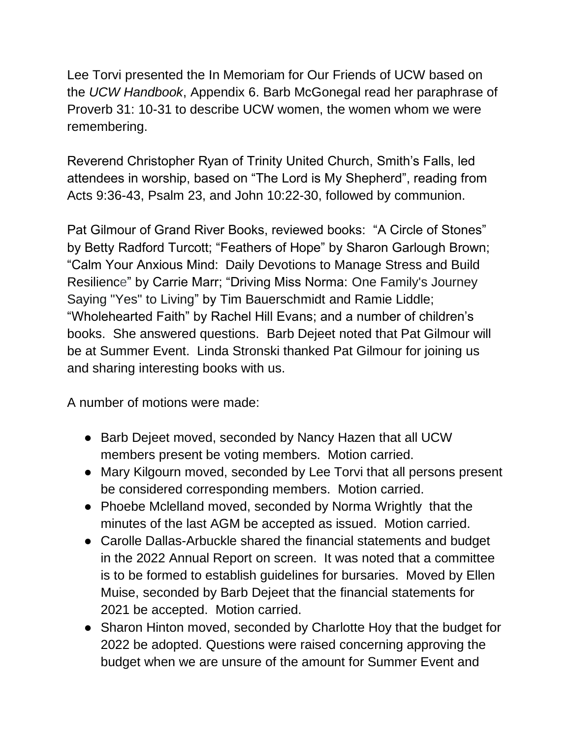Lee Torvi presented the In Memoriam for Our Friends of UCW based on the *UCW Handbook*, Appendix 6. Barb McGonegal read her paraphrase of Proverb 31: 10-31 to describe UCW women, the women whom we were remembering.

Reverend Christopher Ryan of Trinity United Church, Smith's Falls, led attendees in worship, based on "The Lord is My Shepherd", reading from Acts 9:36-43, Psalm 23, and John 10:22-30, followed by communion.

Pat Gilmour of Grand River Books, reviewed books: "A Circle of Stones" by Betty Radford Turcott; "Feathers of Hope" by Sharon Garlough Brown; "Calm Your Anxious Mind: Daily Devotions to Manage Stress and Build Resilience" by Carrie Marr; "Driving Miss Norma: One Family's Journey Saying "Yes" to Living" by Tim Bauerschmidt and Ramie Liddle; "Wholehearted Faith" by Rachel Hill Evans; and a number of children's books. She answered questions. Barb Dejeet noted that Pat Gilmour will be at Summer Event. Linda Stronski thanked Pat Gilmour for joining us and sharing interesting books with us.

A number of motions were made:

- Barb Dejeet moved, seconded by Nancy Hazen that all UCW members present be voting members. Motion carried.
- Mary Kilgourn moved, seconded by Lee Torvi that all persons present be considered corresponding members. Motion carried.
- Phoebe Mclelland moved, seconded by Norma Wrightly that the minutes of the last AGM be accepted as issued. Motion carried.
- Carolle Dallas-Arbuckle shared the financial statements and budget in the 2022 Annual Report on screen. It was noted that a committee is to be formed to establish guidelines for bursaries. Moved by Ellen Muise, seconded by Barb Dejeet that the financial statements for 2021 be accepted. Motion carried.
- Sharon Hinton moved, seconded by Charlotte Hoy that the budget for 2022 be adopted. Questions were raised concerning approving the budget when we are unsure of the amount for Summer Event and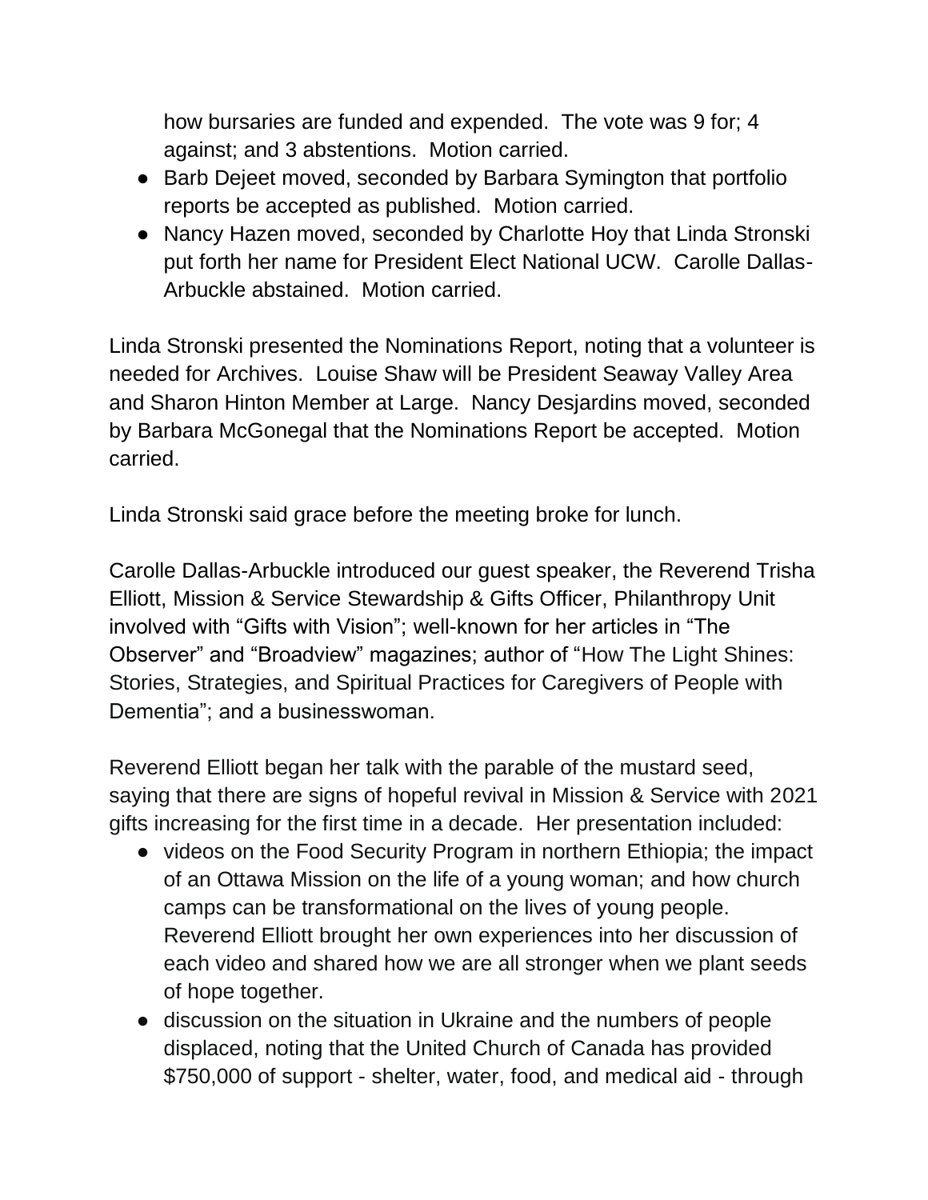how bursaries are funded and expended. The vote was 9 for; 4 against; and 3 abstentions. Motion carried.

- Barb Dejeet moved, seconded by Barbara Symington that portfolio reports be accepted as published. Motion carried.
- Nancy Hazen moved, seconded by Charlotte Hoy that Linda Stronski put forth her name for President Elect National UCW. Carolle Dallas-Arbuckle abstained. Motion carried.

Linda Stronski presented the Nominations Report, noting that a volunteer is needed for Archives. Louise Shaw will be President Seaway Valley Area and Sharon Hinton Member at Large. Nancy Desjardins moved, seconded by Barbara McGonegal that the Nominations Report be accepted. Motion carried.

Linda Stronski said grace before the meeting broke for lunch.

Carolle Dallas-Arbuckle introduced our guest speaker, the Reverend Trisha Elliott, Mission & Service Stewardship & Gifts Officer, Philanthropy Unit involved with "Gifts with Vision"; well-known for her articles in "The Observer" and "Broadview" magazines; author of "How The Light Shines: Stories, Strategies, and Spiritual Practices for Caregivers of People with Dementia"; and a businesswoman.

Reverend Elliott began her talk with the parable of the mustard seed, saying that there are signs of hopeful revival in Mission & Service with 2021 gifts increasing for the first time in a decade. Her presentation included:

- videos on the Food Security Program in northern Ethiopia; the impact of an Ottawa Mission on the life of a young woman; and how church camps can be transformational on the lives of young people. Reverend Elliott brought her own experiences into her discussion of each video and shared how we are all stronger when we plant seeds of hope together.
- discussion on the situation in Ukraine and the numbers of people displaced, noting that the United Church of Canada has provided $750,000 of support - shelter, water, food, and medical aid - through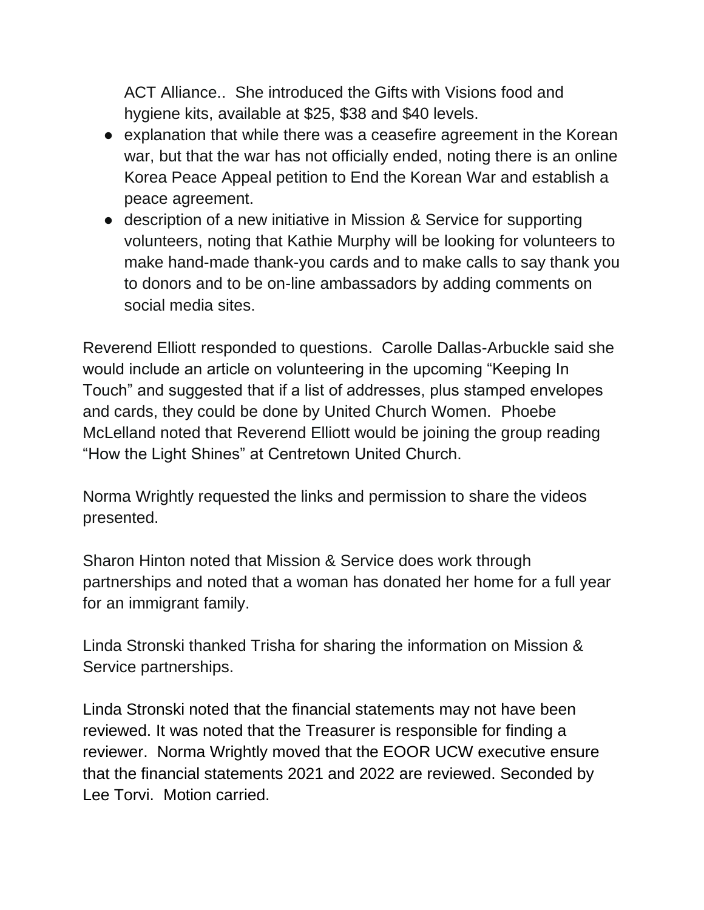ACT Alliance.. She introduced the Gifts with Visions food and hygiene kits, available at $25, $38 and $40 levels.

- explanation that while there was a ceasefire agreement in the Korean war, but that the war has not officially ended, noting there is an online Korea Peace Appeal petition to End the Korean War and establish a peace agreement.
- description of a new initiative in Mission & Service for supporting volunteers, noting that Kathie Murphy will be looking for volunteers to make hand-made thank-you cards and to make calls to say thank you to donors and to be on-line ambassadors by adding comments on social media sites.

Reverend Elliott responded to questions. Carolle Dallas-Arbuckle said she would include an article on volunteering in the upcoming "Keeping In Touch" and suggested that if a list of addresses, plus stamped envelopes and cards, they could be done by United Church Women. Phoebe McLelland noted that Reverend Elliott would be joining the group reading "How the Light Shines" at Centretown United Church.

Norma Wrightly requested the links and permission to share the videos presented.

Sharon Hinton noted that Mission & Service does work through partnerships and noted that a woman has donated her home for a full year for an immigrant family.

Linda Stronski thanked Trisha for sharing the information on Mission & Service partnerships.

Linda Stronski noted that the financial statements may not have been reviewed. It was noted that the Treasurer is responsible for finding a reviewer. Norma Wrightly moved that the EOOR UCW executive ensure that the financial statements 2021 and 2022 are reviewed. Seconded by Lee Torvi. Motion carried.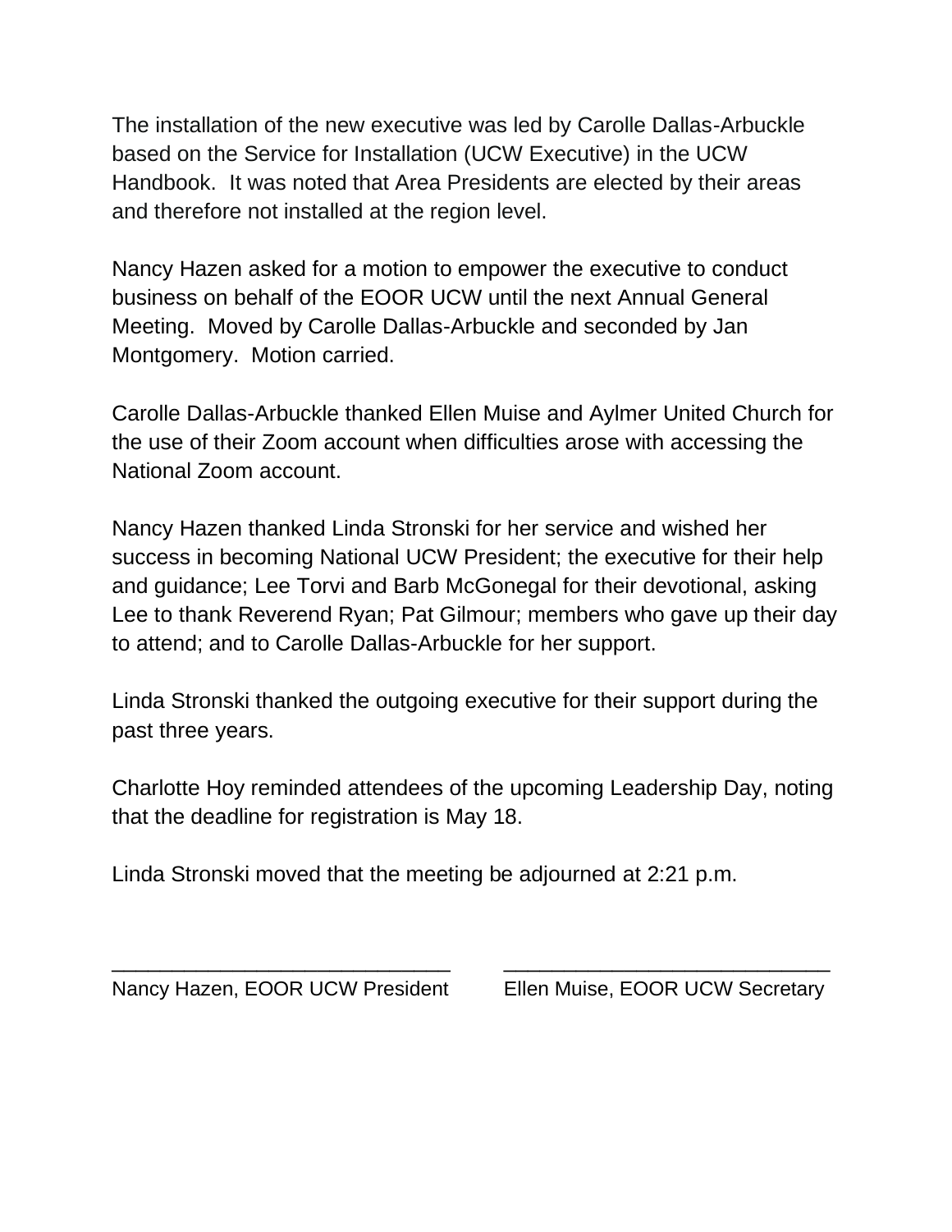The installation of the new executive was led by Carolle Dallas-Arbuckle based on the Service for Installation (UCW Executive) in the UCW Handbook. It was noted that Area Presidents are elected by their areas and therefore not installed at the region level.

Nancy Hazen asked for a motion to empower the executive to conduct business on behalf of the EOOR UCW until the next Annual General Meeting. Moved by Carolle Dallas-Arbuckle and seconded by Jan Montgomery. Motion carried.

Carolle Dallas-Arbuckle thanked Ellen Muise and Aylmer United Church for the use of their Zoom account when difficulties arose with accessing the National Zoom account.

Nancy Hazen thanked Linda Stronski for her service and wished her success in becoming National UCW President; the executive for their help and guidance; Lee Torvi and Barb McGonegal for their devotional, asking Lee to thank Reverend Ryan; Pat Gilmour; members who gave up their day to attend; and to Carolle Dallas-Arbuckle for her support.

Linda Stronski thanked the outgoing executive for their support during the past three years.

Charlotte Hoy reminded attendees of the upcoming Leadership Day, noting that the deadline for registration is May 18.

Linda Stronski moved that the meeting be adjourned at 2:21 p.m.

______________________________ ______________________________
Nancy Hazen, EOOR UCW President Ellen Muise, EOOR UCW Secretary